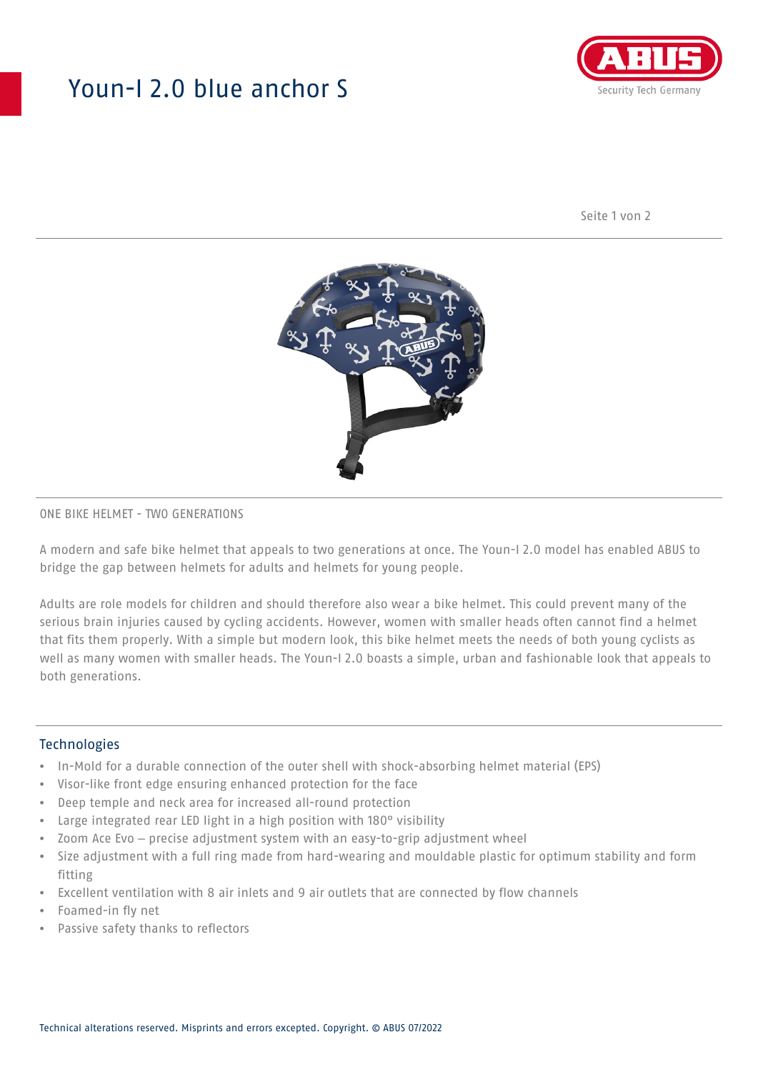# Youn-I 2.0 blue anchor S

ONE BIKE HELMET - TWO GENERATIONS

A modern and safe bike helmet that appeals to two generations at once. The Youn-I 2.0 model has enabled ABUS to bridge the gap between helmets for adults and helmets for young people.

Adults are role models for children and should therefore also wear a bike helmet. This could prevent many of the serious brain injuries caused by cycling accidents. However, women with smaller heads often cannot find a helmet that fits them properly. With a simple but modern look, this bike helmet meets the needs of both young cyclists as well as many women with smaller heads. The Youn-I 2.0 boasts a simple, urban and fashionable look that appeals to both generations.

## Technologies

- In-Mold for a durable connection of the outer shell with shock-absorbing helmet material (EPS)
- Visor-like front edge ensuring enhanced protection for the face
- Deep temple and neck area for increased all-round protection
- Large integrated rear LED light in a high position with 180° visibility
- Zoom Ace Evo – precise adjustment system with an easy-to-grip adjustment wheel
- Size adjustment with a full ring made from hard-wearing and mouldable plastic for optimum stability and form fitting
- Excellent ventilation with 8 air inlets and 9 air outlets that are connected by flow channels
- Foamed-in fly net
- Passive safety thanks to reflectors

Technical alterations reserved. Misprints and errors excepted. Copyright. © ABUS 07/2022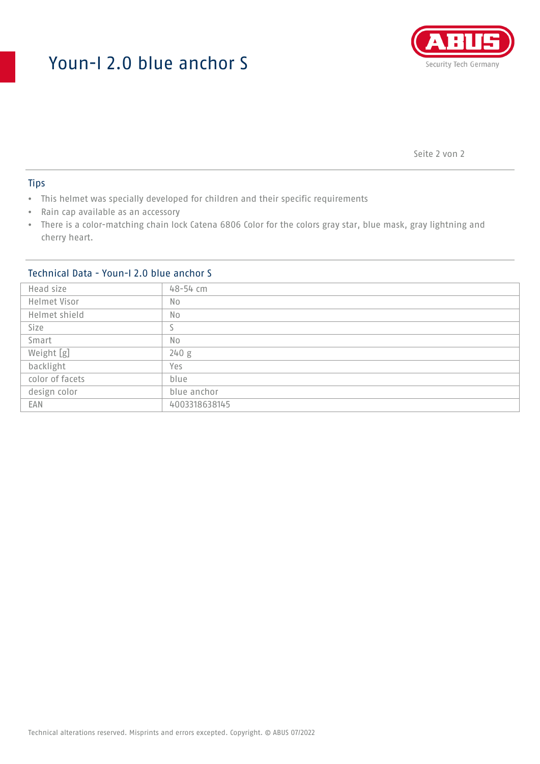## Tips

- This helmet was specially developed for children and their specific requirements
- Rain cap available as an accessory
- There is a color-matching chain lock Catena 6806 Color for the colors gray star, blue mask, gray lightning and cherry heart.

## Technical Data - Youn-I 2.0 blue anchor S

| | |
|---|---|
| Head size | 48-54 cm |
| Helmet Visor | No |
| Helmet shield | No |
| Size | S |
| Smart | No |
| Weight [g] | 240 g |
| backlight | Yes |
| color of facets | blue |
| design color | blue anchor |
| EAN | 4003318638145 |

Technical alterations reserved. Misprints and errors excepted. Copyright. © ABUS 07/2022